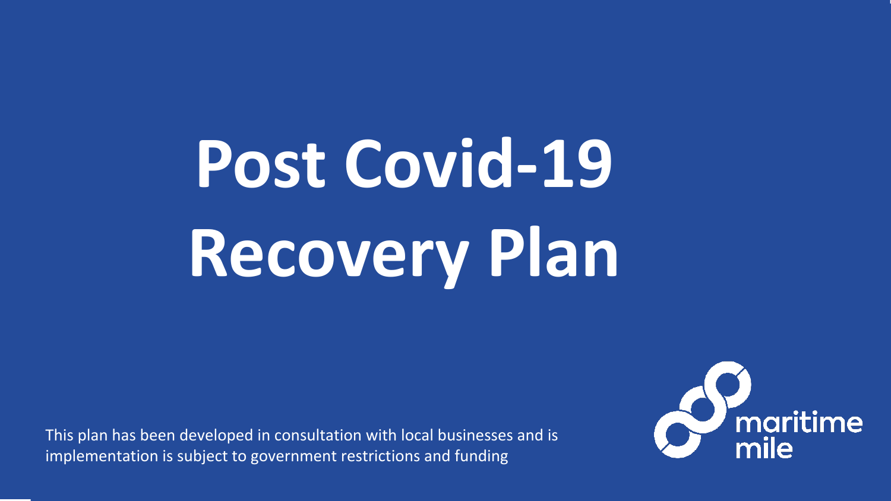# Post Covid-19 Recovery Plan

This plan has been developed in consultation with local businesses and is implementation is subject to government restrictions and funding

maritime mile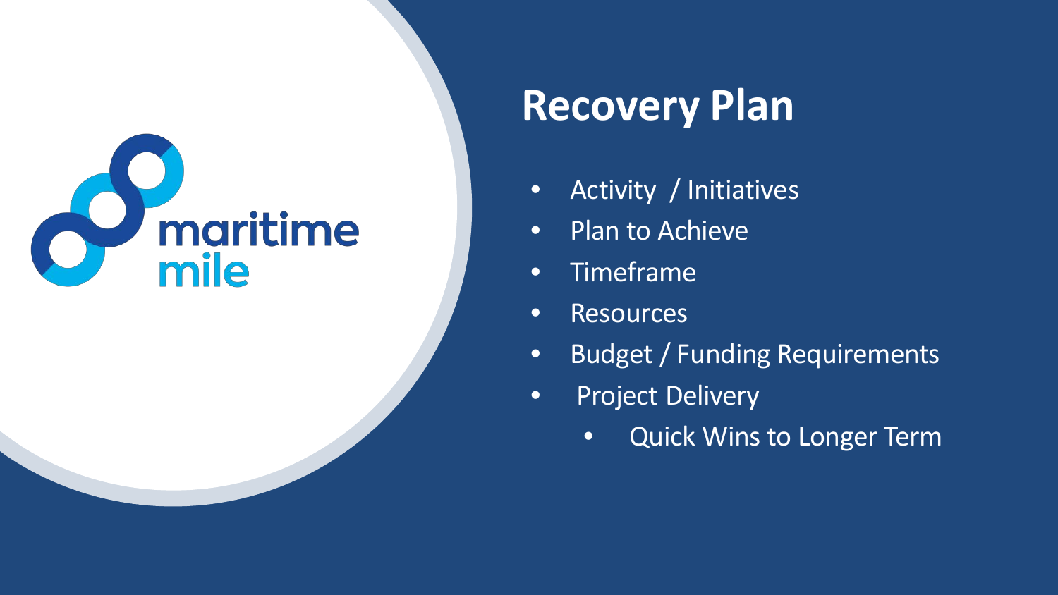maritime mile

# Recovery Plan

- Activity / Initiatives
- Plan to Achieve
- Timeframe
- Resources
- Budget / Funding Requirements
- Project Delivery
  - Quick Wins to Longer Term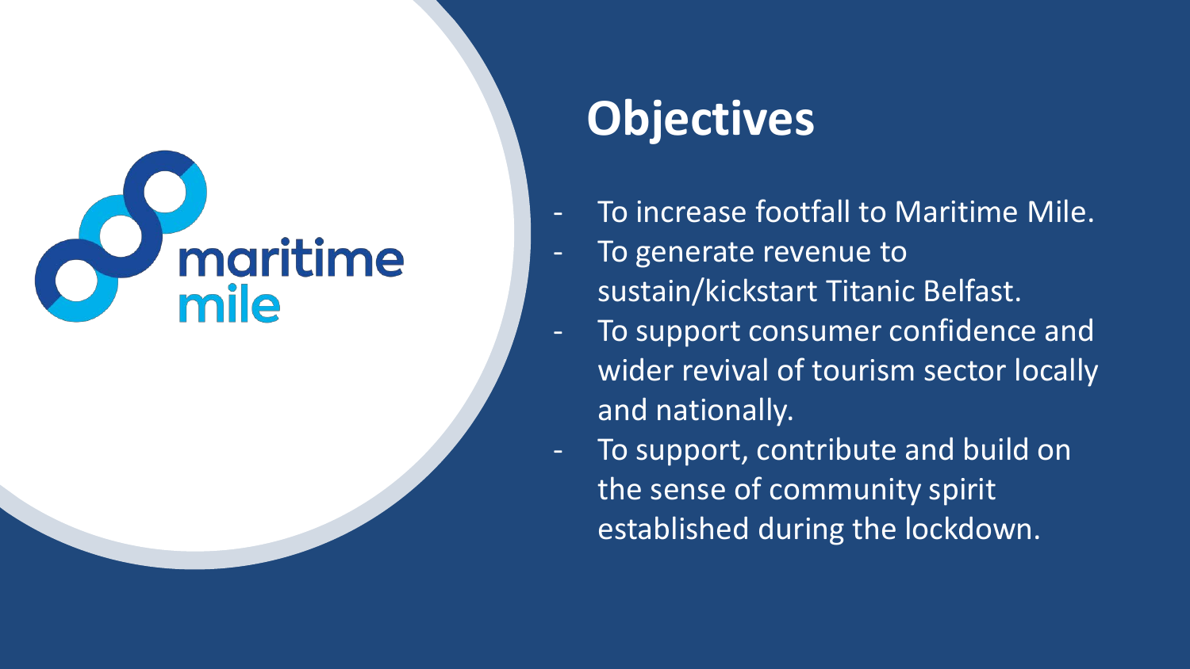maritime mile

# Objectives

- To increase footfall to Maritime Mile.
- To generate revenue to sustain/kickstart Titanic Belfast.
- To support consumer confidence and wider revival of tourism sector locally and nationally.
- To support, contribute and build on the sense of community spirit established during the lockdown.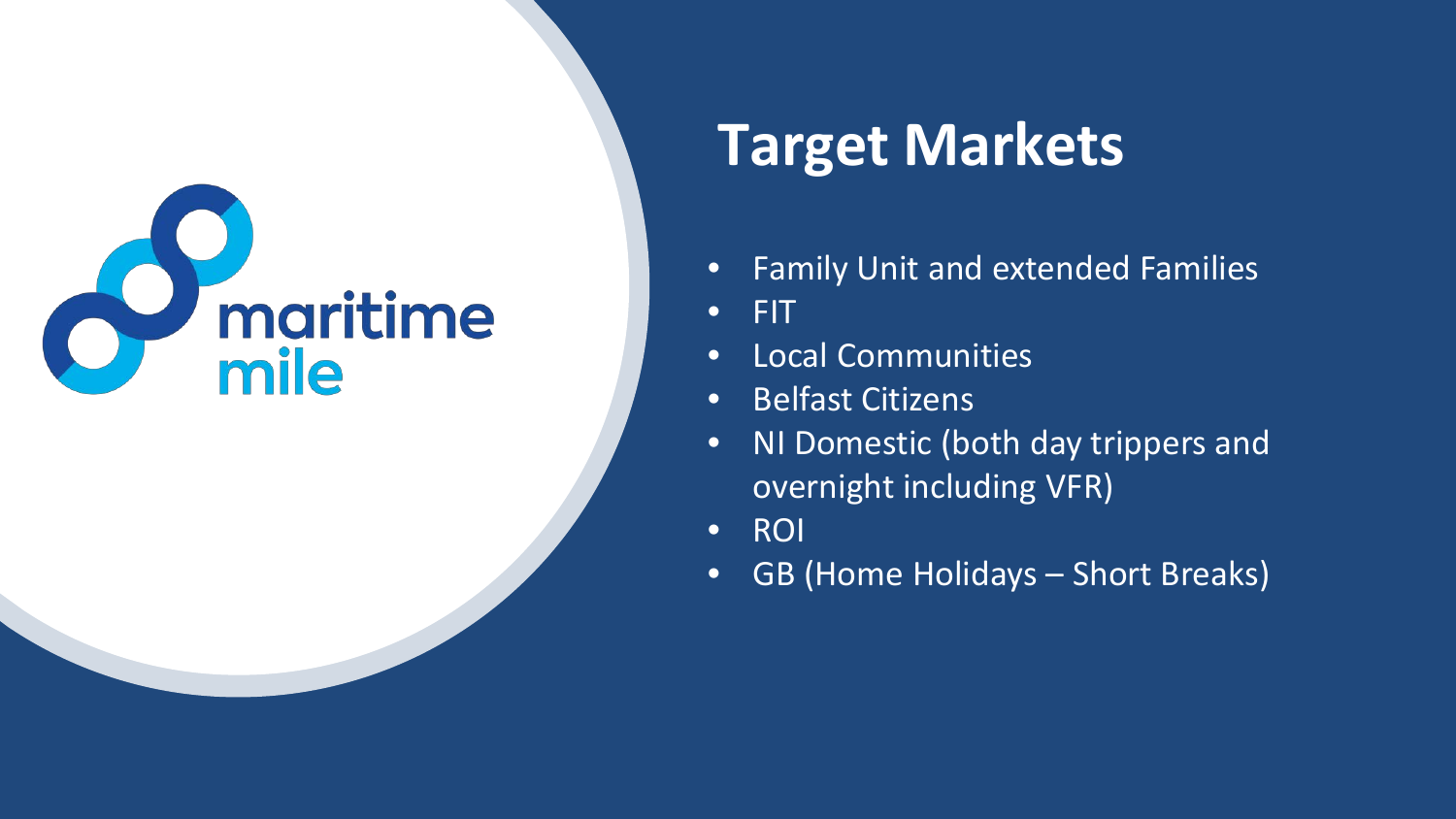maritime mile

# Target Markets

- Family Unit and extended Families
- FIT
- Local Communities
- Belfast Citizens
- NI Domestic (both day trippers and overnight including VFR)
- ROI
- GB (Home Holidays – Short Breaks)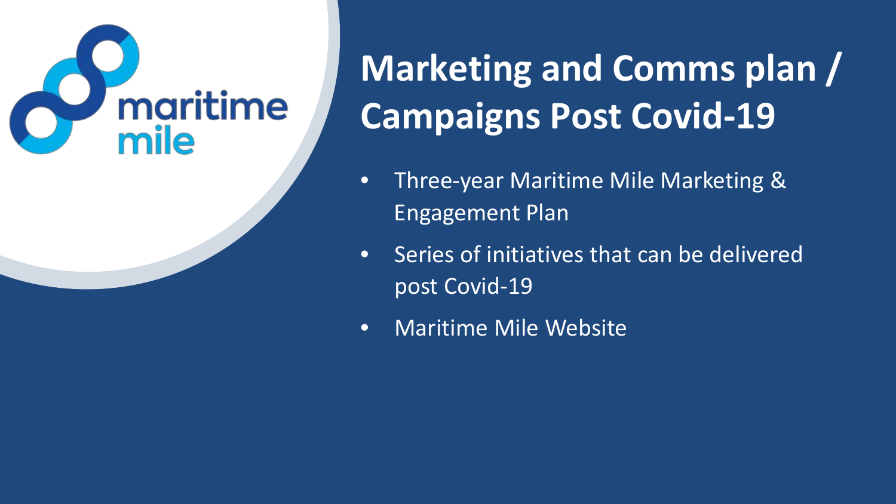# Marketing and Comms plan / Campaigns Post Covid-19

- Three-year Maritime Mile Marketing & Engagement Plan
- Series of initiatives that can be delivered post Covid-19
- Maritime Mile Website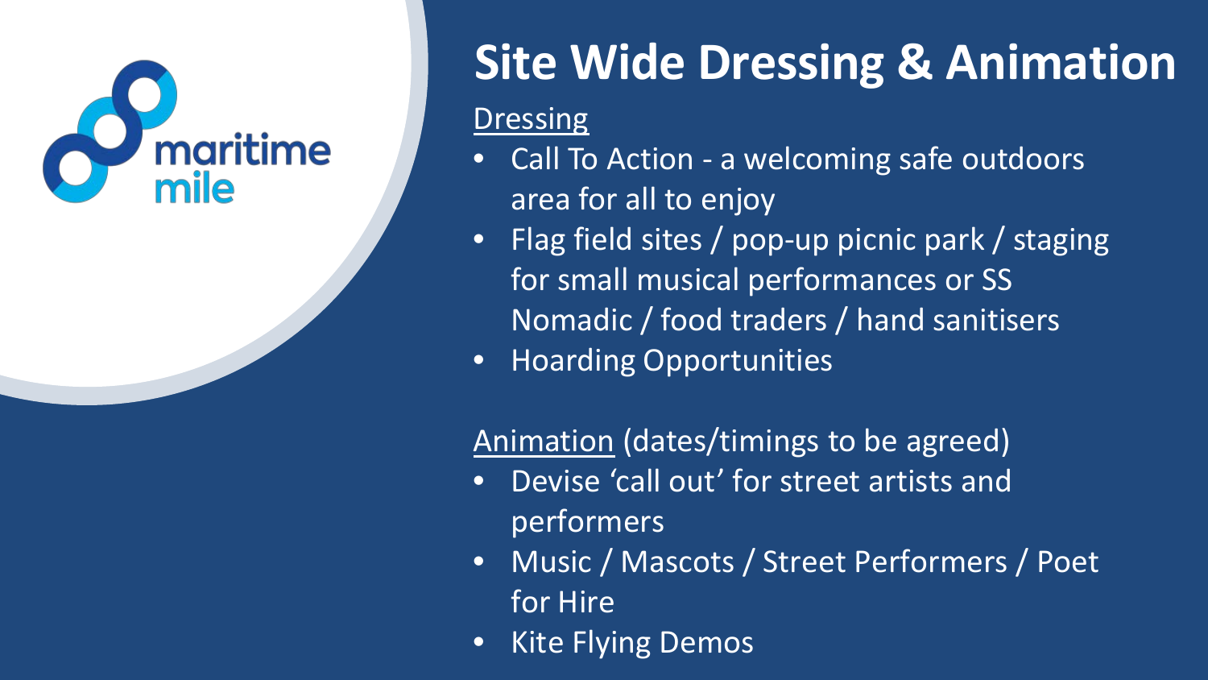# Site Wide Dressing & Animation

Dressing

- Call To Action - a welcoming safe outdoors area for all to enjoy
- Flag field sites / pop-up picnic park / staging for small musical performances or SS Nomadic / food traders / hand sanitisers
- Hoarding Opportunities

Animation (dates/timings to be agreed)

- Devise 'call out' for street artists and performers
- Music / Mascots / Street Performers / Poet for Hire
- Kite Flying Demos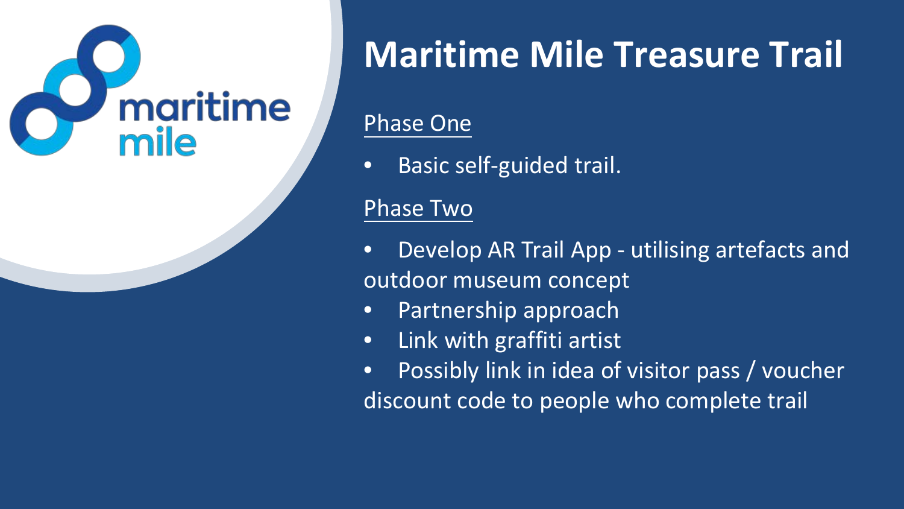# Maritime Mile Treasure Trail

## Phase One

- Basic self-guided trail.

## Phase Two

- Develop AR Trail App - utilising artefacts and outdoor museum concept
- Partnership approach
- Link with graffiti artist
- Possibly link in idea of visitor pass / voucher discount code to people who complete trail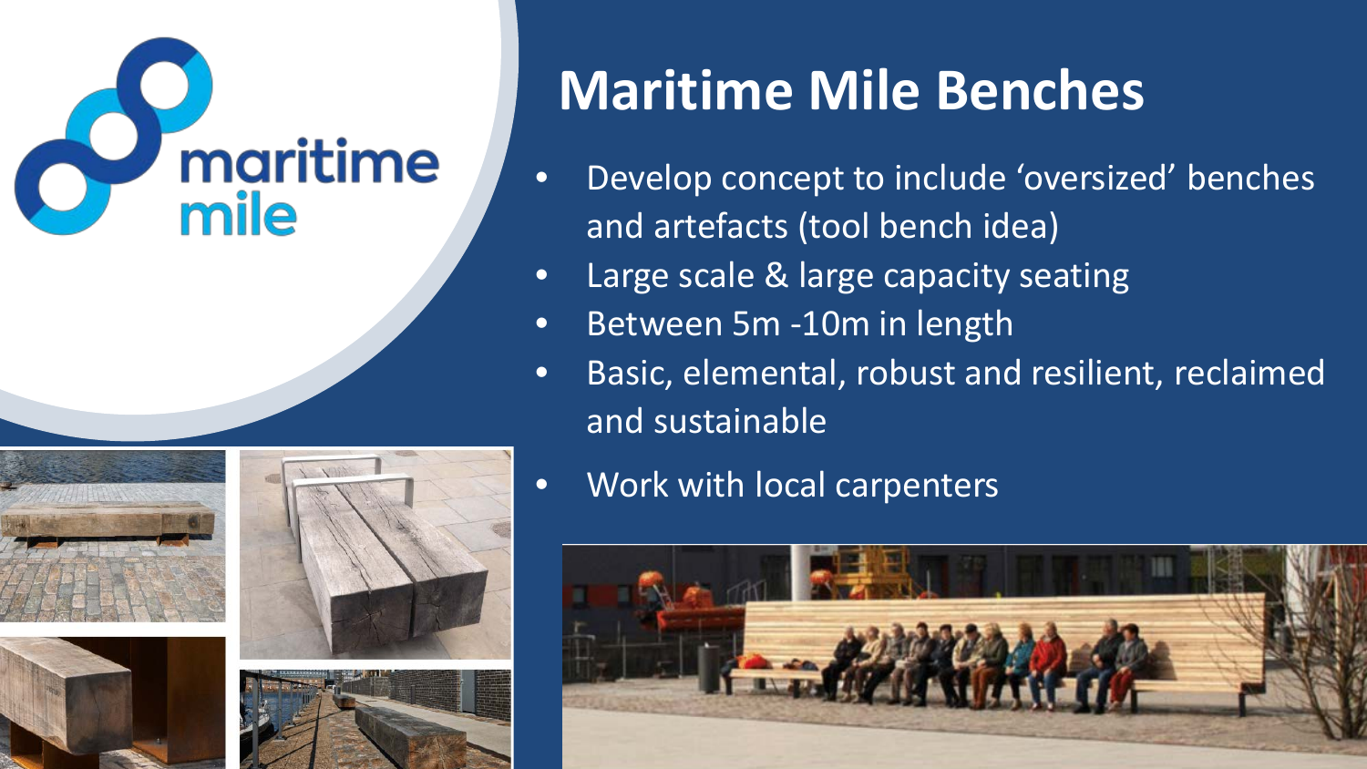maritime mile

# Maritime Mile Benches

- Develop concept to include ‘oversized’ benches and artefacts (tool bench idea)
- Large scale & large capacity seating
- Between 5m -10m in length
- Basic, elemental, robust and resilient, reclaimed and sustainable
- Work with local carpenters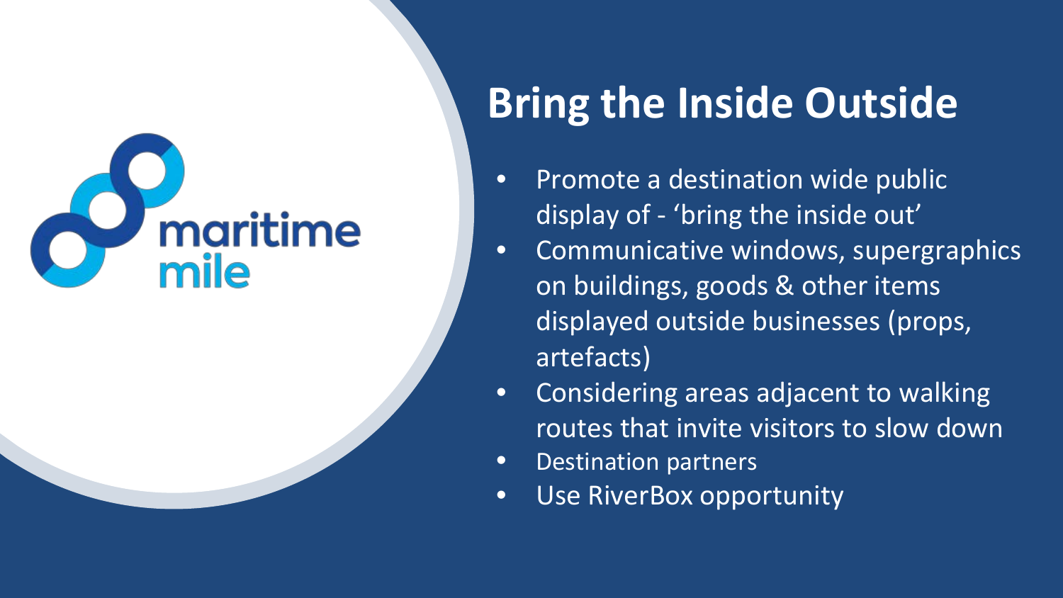maritime mile

# Bring the Inside Outside

- Promote a destination wide public display of - 'bring the inside out'
- Communicative windows, supergraphics on buildings, goods & other items displayed outside businesses (props, artefacts)
- Considering areas adjacent to walking routes that invite visitors to slow down
- Destination partners
- Use RiverBox opportunity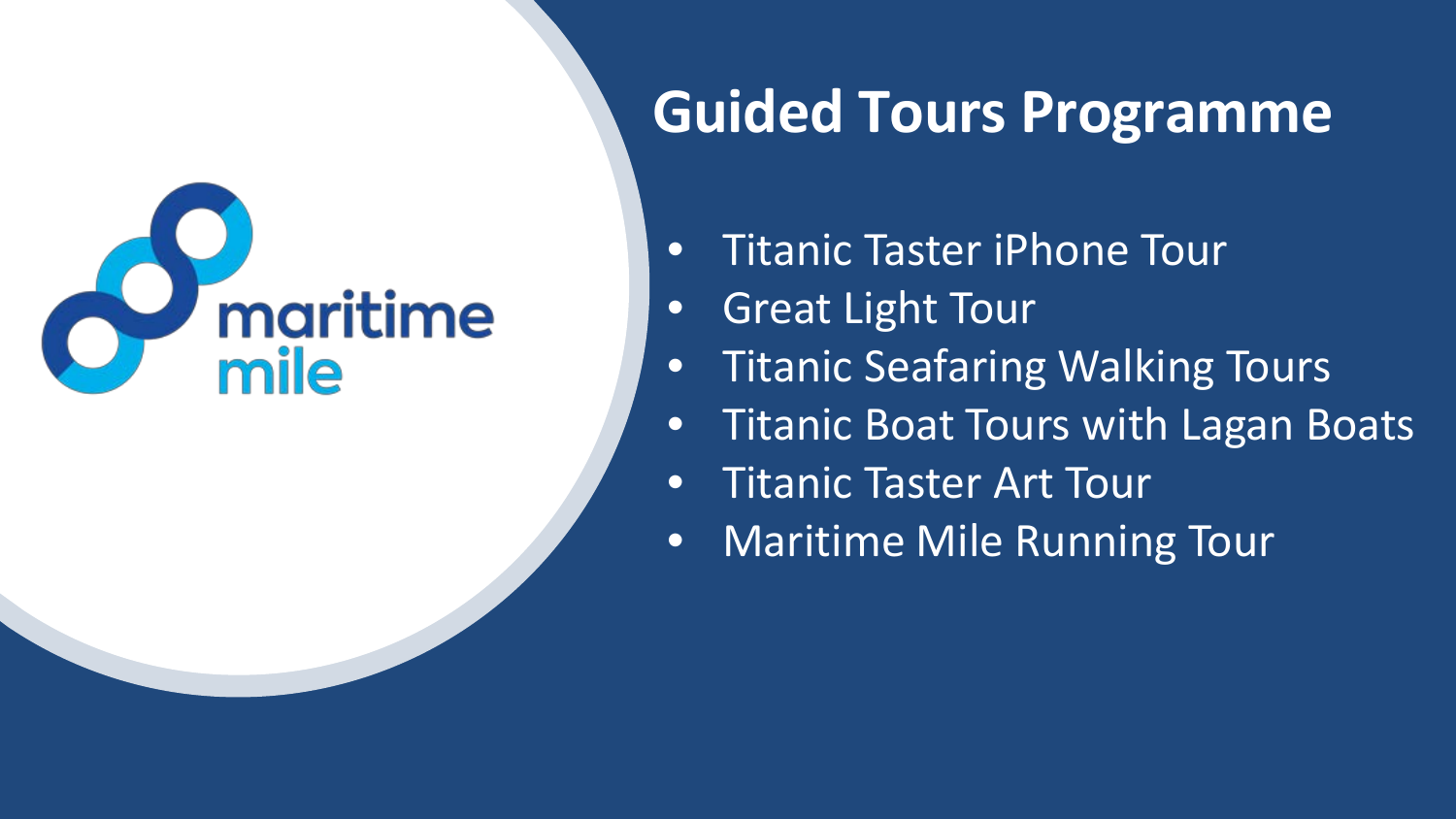maritime mile

# Guided Tours Programme

- Titanic Taster iPhone Tour
- Great Light Tour
- Titanic Seafaring Walking Tours
- Titanic Boat Tours with Lagan Boats
- Titanic Taster Art Tour
- Maritime Mile Running Tour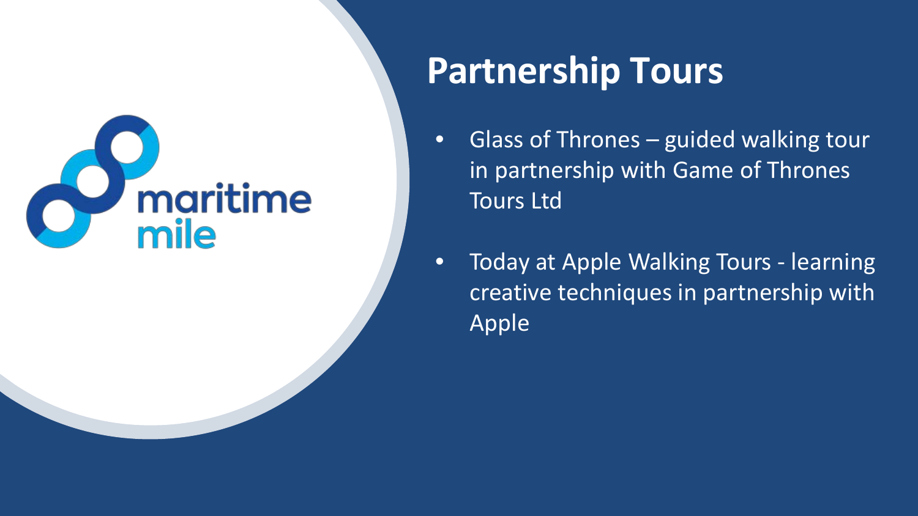# Partnership Tours

- Glass of Thrones – guided walking tour in partnership with Game of Thrones Tours Ltd
- Today at Apple Walking Tours - learning creative techniques in partnership with Apple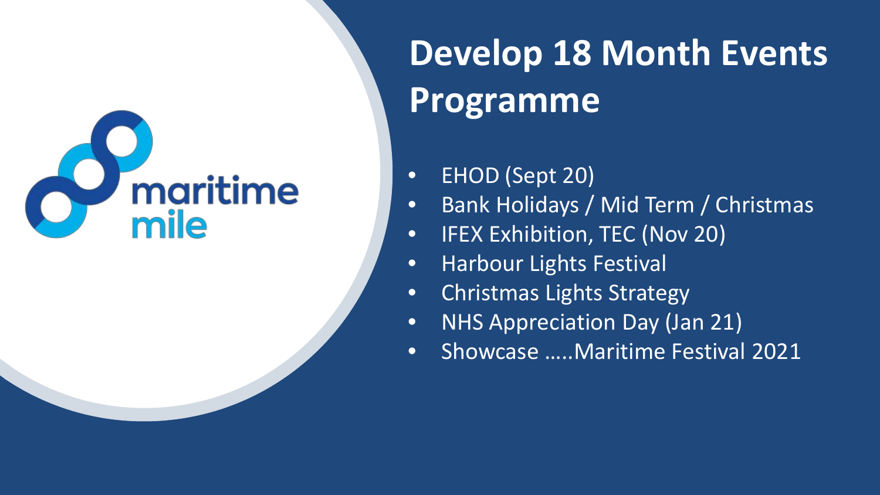maritime mile

# Develop 18 Month Events Programme

- EHOD (Sept 20)
- Bank Holidays / Mid Term / Christmas
- IFEX Exhibition, TEC (Nov 20)
- Harbour Lights Festival
- Christmas Lights Strategy
- NHS Appreciation Day (Jan 21)
- Showcase …..Maritime Festival 2021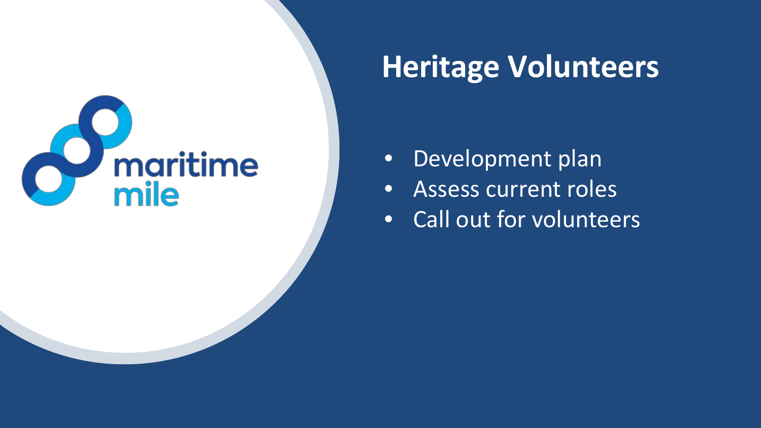maritime mile

# Heritage Volunteers

- Development plan
- Assess current roles
- Call out for volunteers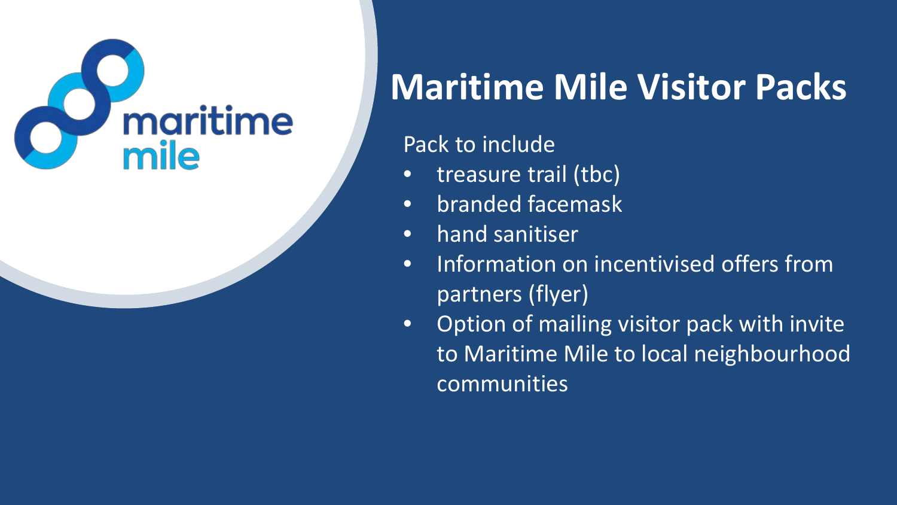# Maritime Mile Visitor Packs

Pack to include

- treasure trail (tbc)
- branded facemask
- hand sanitiser
- Information on incentivised offers from partners (flyer)
- Option of mailing visitor pack with invite to Maritime Mile to local neighbourhood communities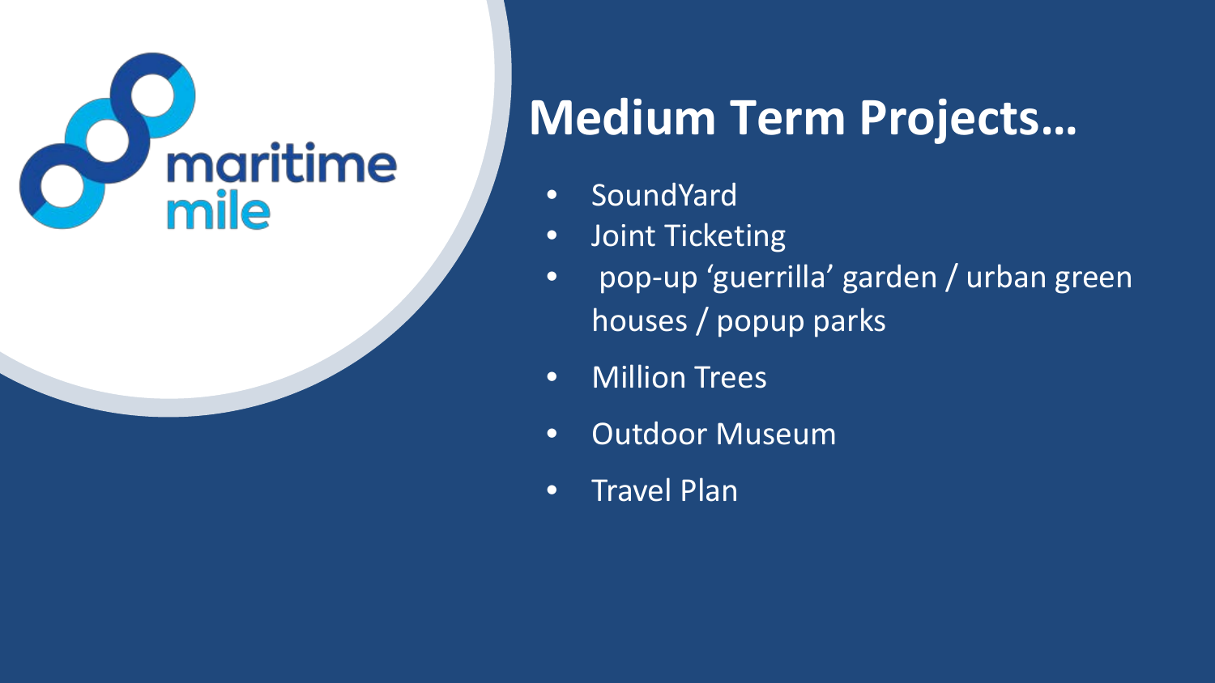maritime mile

# Medium Term Projects…

- SoundYard
- Joint Ticketing
- pop-up ‘guerrilla’ garden / urban green houses / popup parks
- Million Trees
- Outdoor Museum
- Travel Plan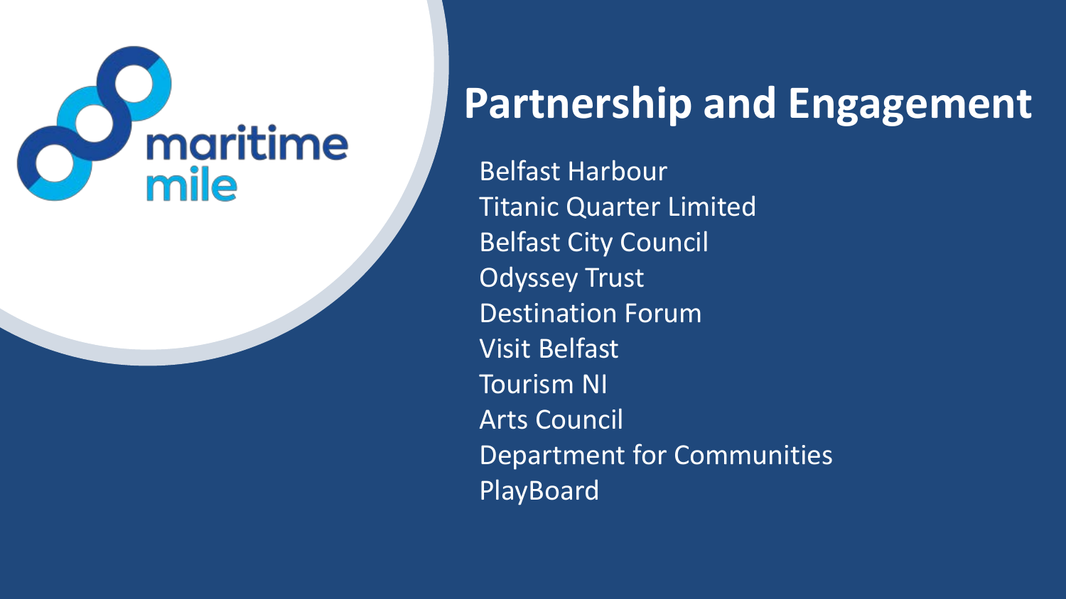maritime mile

# Partnership and Engagement

Belfast Harbour
Titanic Quarter Limited
Belfast City Council
Odyssey Trust
Destination Forum
Visit Belfast
Tourism NI
Arts Council
Department for Communities
PlayBoard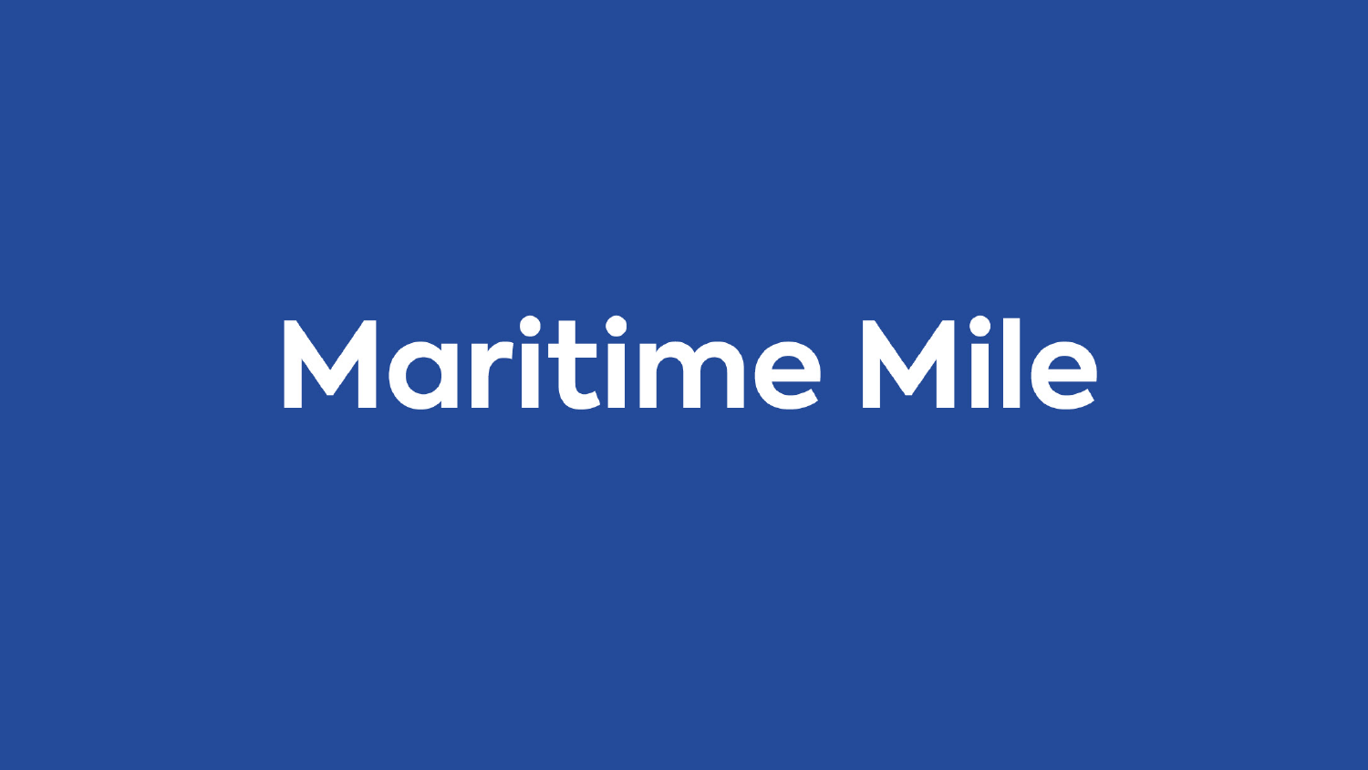# Maritime Mile